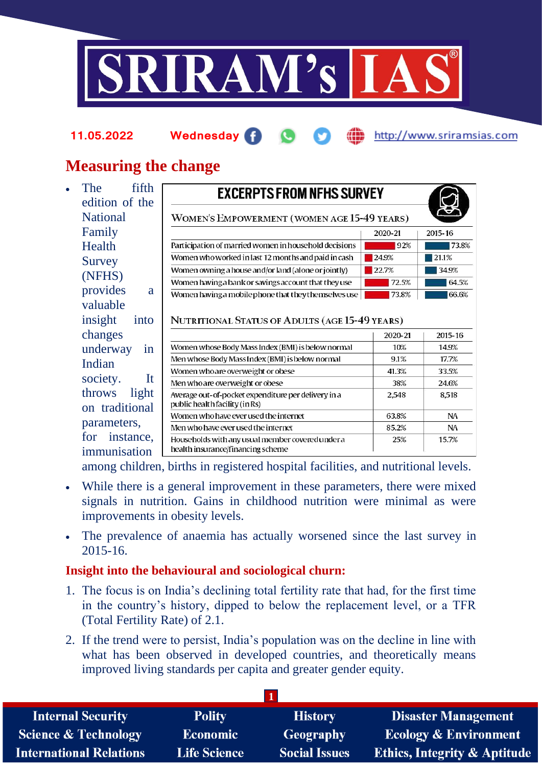# Measuring the change

- The fifth edition of the National Family Health Survey (NFHS) provides a valuable insight into changes underway in Indian society. It throws light on traditional parameters, for instance, immunisation among children, births in registered hospital facilities, and nutritional levels.

**EXCERPTS FROM NFHS SURVEY**

WOMEN'S EMPOWERMENT (WOMEN AGE 15-49 YEARS)

| | 2020-21 | 2015-16 |
|---|---|---|
| Participation of married women in household decisions | 92% | 73.8% |
| Women who worked in last 12 months and paid in cash | 24.9% | 21.1% |
| Women owning a house and/or land (alone or jointly) | 22.7% | 34.9% |
| Women having a bank or savings account that they use | 72.5% | 64.5% |
| Women having a mobile phone that they themselves use | 73.8% | 66.6% |

NUTRITIONAL STATUS OF ADULTS (AGE 15-49 YEARS)

| | 2020-21 | 2015-16 |
|---|---|---|
| Women whose Body Mass Index (BMI) is below normal | 10% | 14.9% |
| Men whose Body Mass Index (BMI) is below normal | 9.1% | 17.7% |
| Women who are overweight or obese | 41.3% | 33.5% |
| Men who are overweight or obese | 38% | 24.6% |
| Average out-of-pocket expenditure per delivery in a public health facility (in Rs) | 2,548 | 8,518 |
| Women who have ever used the internet | 63.8% | NA |
| Men who have ever used the internet | 85.2% | NA |
| Households with any usual member covered under a health insurance/financing scheme | 25% | 15.7% |

- While there is a general improvement in these parameters, there were mixed signals in nutrition. Gains in childhood nutrition were minimal as were improvements in obesity levels.
- The prevalence of anaemia has actually worsened since the last survey in 2015-16.

## Insight into the behavioural and sociological churn:

1. The focus is on India's declining total fertility rate that had, for the first time in the country's history, dipped to below the replacement level, or a TFR (Total Fertility Rate) of 2.1.
2. If the trend were to persist, India's population was on the decline in line with what has been observed in developed countries, and theoretically means improved living standards per capita and greater gender equity.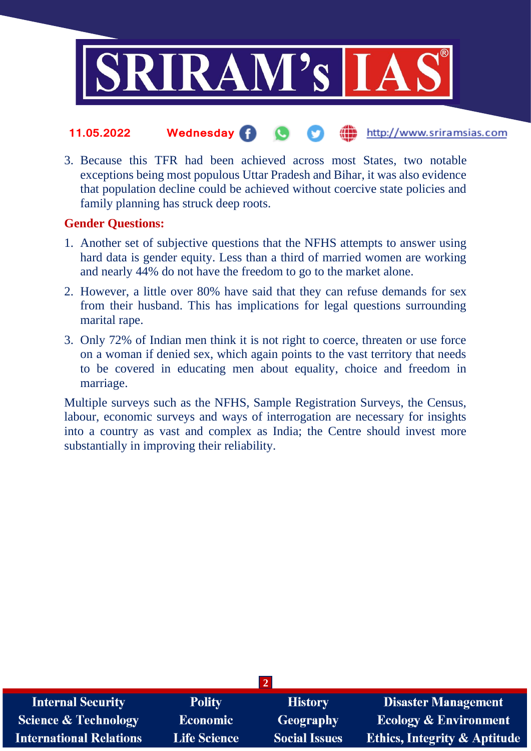3. Because this TFR had been achieved across most States, two notable exceptions being most populous Uttar Pradesh and Bihar, it was also evidence that population decline could be achieved without coercive state policies and family planning has struck deep roots.

**Gender Questions:**

1. Another set of subjective questions that the NFHS attempts to answer using hard data is gender equity. Less than a third of married women are working and nearly 44% do not have the freedom to go to the market alone.
2. However, a little over 80% have said that they can refuse demands for sex from their husband. This has implications for legal questions surrounding marital rape.
3. Only 72% of Indian men think it is not right to coerce, threaten or use force on a woman if denied sex, which again points to the vast territory that needs to be covered in educating men about equality, choice and freedom in marriage.

Multiple surveys such as the NFHS, Sample Registration Surveys, the Census, labour, economic surveys and ways of interrogation are necessary for insights into a country as vast and complex as India; the Centre should invest more substantially in improving their reliability.